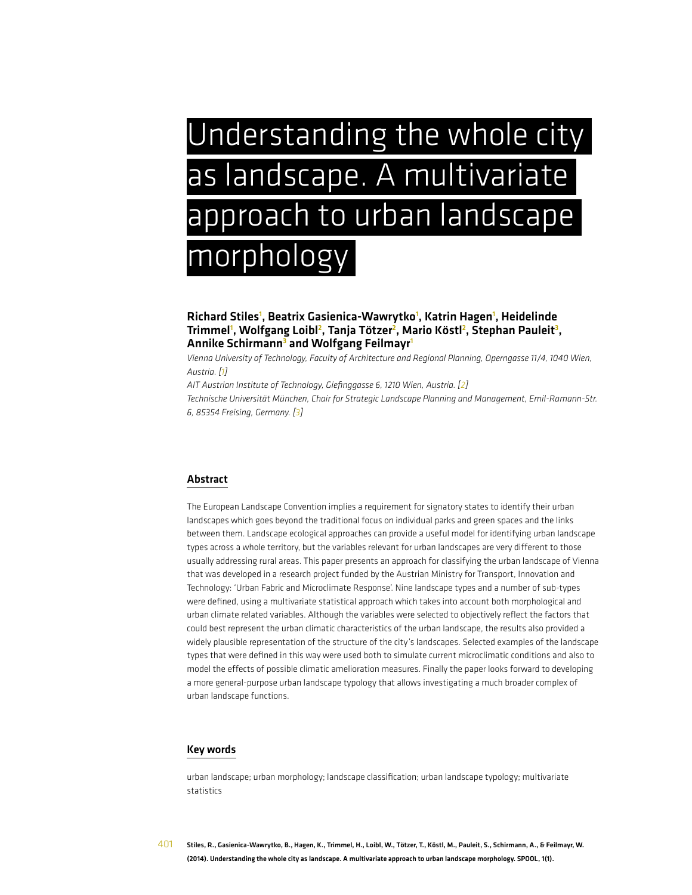# Understanding the whole city as landscape. A multivariate approach to urban landscape morphology

**Richard Stiles[1], Beatrix Gasienica-Wawrytko[1], Katrin Hagen[1], Heidelinde Trimmel[1], Wolfgang Loibl[2], Tanja Tötzer[2], Mario Köstl[2], Stephan Pauleit[3], Annike Schirmann[3] and Wolfgang Feilmayr[1]**

*Vienna University of Technology, Faculty of Architecture and Regional Planning, Operngasse 11/4, 1040 Wien, Austria. [1]*

*AIT Austrian Institute of Technology, Giefinggasse 6, 1210 Wien, Austria. [2]*

*Technische Universität München, Chair for Strategic Landscape Planning and Management, Emil-Ramann-Str. 6, 85354 Freising, Germany. [3]*

## Abstract

The European Landscape Convention implies a requirement for signatory states to identify their urban landscapes which goes beyond the traditional focus on individual parks and green spaces and the links between them. Landscape ecological approaches can provide a useful model for identifying urban landscape types across a whole territory, but the variables relevant for urban landscapes are very different to those usually addressing rural areas. This paper presents an approach for classifying the urban landscape of Vienna that was developed in a research project funded by the Austrian Ministry for Transport, Innovation and Technology: 'Urban Fabric and Microclimate Response'. Nine landscape types and a number of sub-types were defined, using a multivariate statistical approach which takes into account both morphological and urban climate related variables. Although the variables were selected to objectively reflect the factors that could best represent the urban climatic characteristics of the urban landscape, the results also provided a widely plausible representation of the structure of the city's landscapes. Selected examples of the landscape types that were defined in this way were used both to simulate current microclimatic conditions and also to model the effects of possible climatic amelioration measures. Finally the paper looks forward to developing a more general-purpose urban landscape typology that allows investigating a much broader complex of urban landscape functions.

## Key words

urban landscape; urban morphology; landscape classification; urban landscape typology; multivariate statistics

Stiles, R., Gasienica-Wawrytko, B., Hagen, K., Trimmel, H., Loibl, W., Tötzer, T., Köstl, M., Pauleit, S., Schirmann, A., & Feilmayr, W. (2014). Understanding the whole city as landscape. A multivariate approach to urban landscape morphology. SPOOL, 1(1).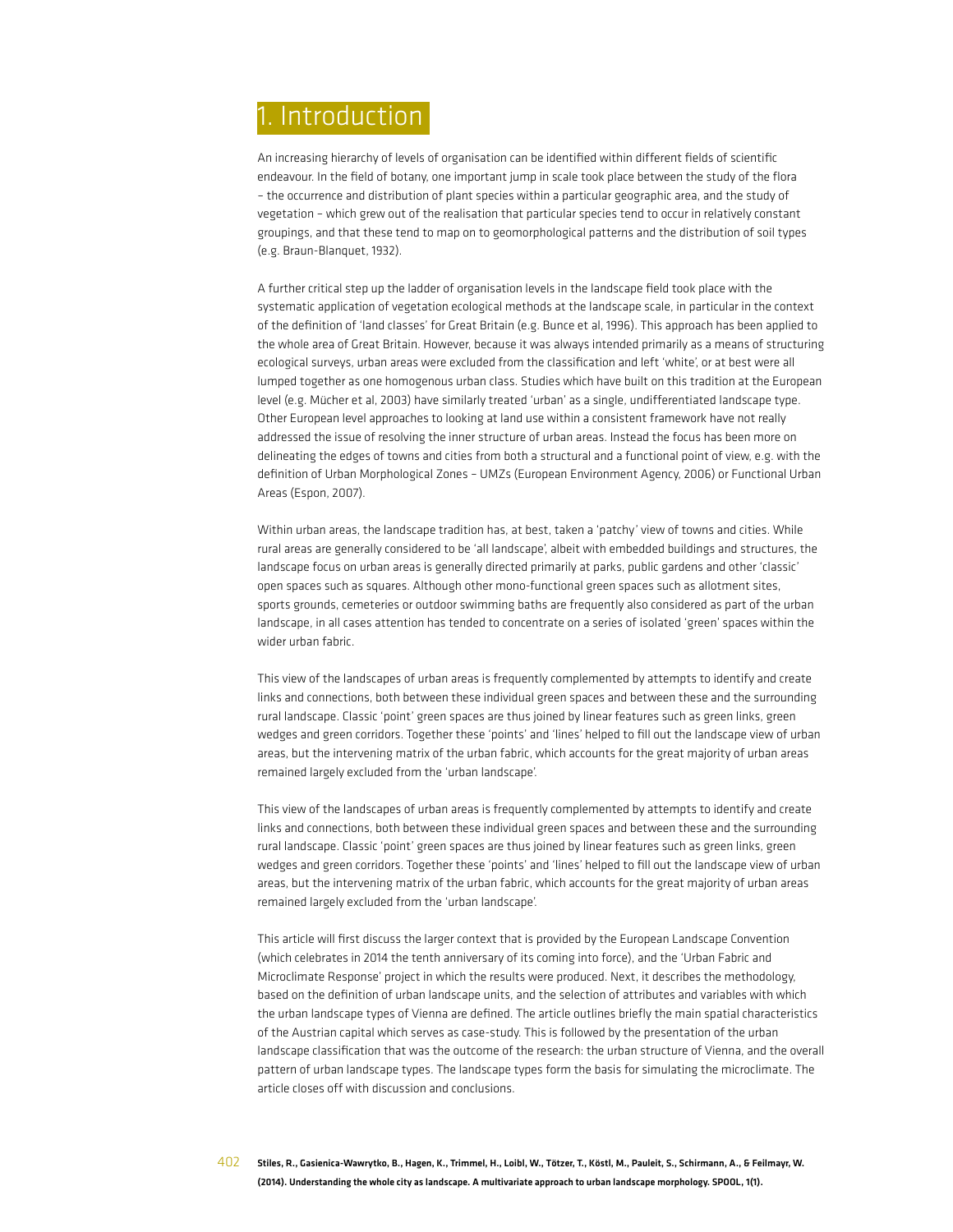# 1. Introduction

An increasing hierarchy of levels of organisation can be identified within different fields of scientific endeavour. In the field of botany, one important jump in scale took place between the study of the flora – the occurrence and distribution of plant species within a particular geographic area, and the study of vegetation – which grew out of the realisation that particular species tend to occur in relatively constant groupings, and that these tend to map on to geomorphological patterns and the distribution of soil types (e.g. Braun-Blanquet, 1932).

A further critical step up the ladder of organisation levels in the landscape field took place with the systematic application of vegetation ecological methods at the landscape scale, in particular in the context of the definition of 'land classes' for Great Britain (e.g. Bunce et al, 1996). This approach has been applied to the whole area of Great Britain. However, because it was always intended primarily as a means of structuring ecological surveys, urban areas were excluded from the classification and left 'white', or at best were all lumped together as one homogenous urban class. Studies which have built on this tradition at the European level (e.g. Mücher et al, 2003) have similarly treated 'urban' as a single, undifferentiated landscape type. Other European level approaches to looking at land use within a consistent framework have not really addressed the issue of resolving the inner structure of urban areas. Instead the focus has been more on delineating the edges of towns and cities from both a structural and a functional point of view, e.g. with the definition of Urban Morphological Zones – UMZs (European Environment Agency, 2006) or Functional Urban Areas (Espon, 2007).

Within urban areas, the landscape tradition has, at best, taken a 'patchy' view of towns and cities. While rural areas are generally considered to be 'all landscape', albeit with embedded buildings and structures, the landscape focus on urban areas is generally directed primarily at parks, public gardens and other 'classic' open spaces such as squares. Although other mono-functional green spaces such as allotment sites, sports grounds, cemeteries or outdoor swimming baths are frequently also considered as part of the urban landscape, in all cases attention has tended to concentrate on a series of isolated 'green' spaces within the wider urban fabric.

This view of the landscapes of urban areas is frequently complemented by attempts to identify and create links and connections, both between these individual green spaces and between these and the surrounding rural landscape. Classic 'point' green spaces are thus joined by linear features such as green links, green wedges and green corridors. Together these 'points' and 'lines' helped to fill out the landscape view of urban areas, but the intervening matrix of the urban fabric, which accounts for the great majority of urban areas remained largely excluded from the 'urban landscape'.

This view of the landscapes of urban areas is frequently complemented by attempts to identify and create links and connections, both between these individual green spaces and between these and the surrounding rural landscape. Classic 'point' green spaces are thus joined by linear features such as green links, green wedges and green corridors. Together these 'points' and 'lines' helped to fill out the landscape view of urban areas, but the intervening matrix of the urban fabric, which accounts for the great majority of urban areas remained largely excluded from the 'urban landscape'.

This article will first discuss the larger context that is provided by the European Landscape Convention (which celebrates in 2014 the tenth anniversary of its coming into force), and the 'Urban Fabric and Microclimate Response' project in which the results were produced. Next, it describes the methodology, based on the definition of urban landscape units, and the selection of attributes and variables with which the urban landscape types of Vienna are defined. The article outlines briefly the main spatial characteristics of the Austrian capital which serves as case-study. This is followed by the presentation of the urban landscape classification that was the outcome of the research: the urban structure of Vienna, and the overall pattern of urban landscape types. The landscape types form the basis for simulating the microclimate. The article closes off with discussion and conclusions.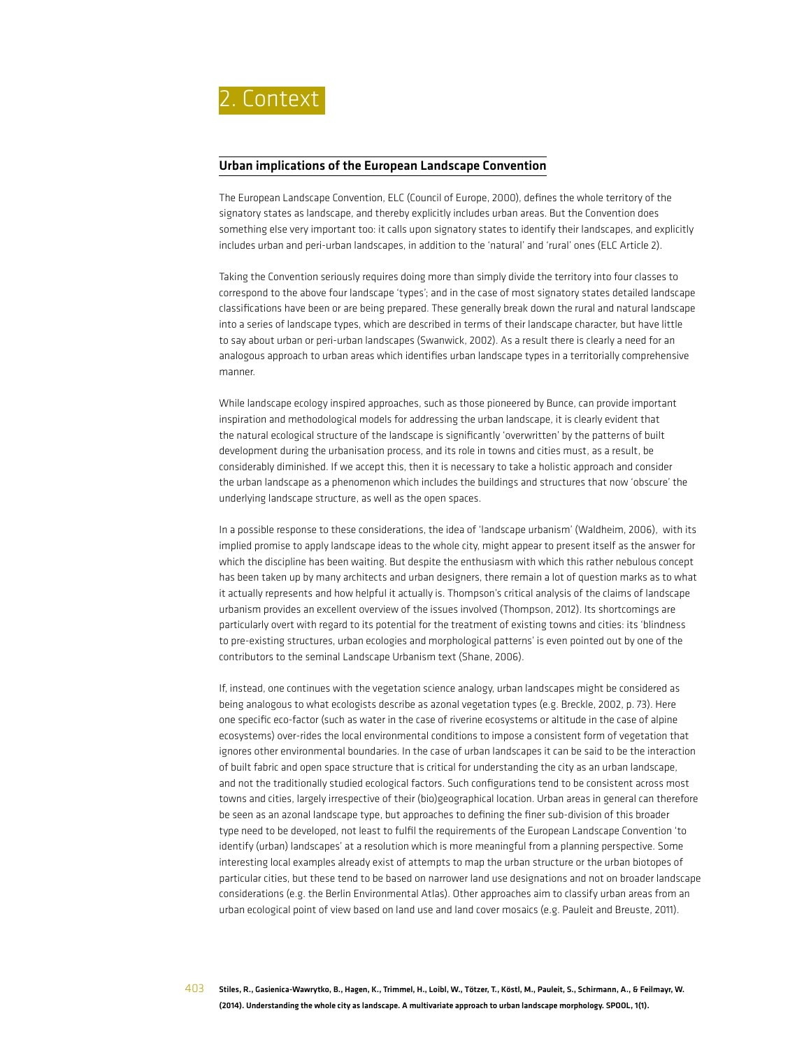# 2. Context

## Urban implications of the European Landscape Convention

The European Landscape Convention, ELC (Council of Europe, 2000), defines the whole territory of the signatory states as landscape, and thereby explicitly includes urban areas. But the Convention does something else very important too: it calls upon signatory states to identify their landscapes, and explicitly includes urban and peri-urban landscapes, in addition to the 'natural' and 'rural' ones (ELC Article 2).

Taking the Convention seriously requires doing more than simply divide the territory into four classes to correspond to the above four landscape 'types'; and in the case of most signatory states detailed landscape classifications have been or are being prepared. These generally break down the rural and natural landscape into a series of landscape types, which are described in terms of their landscape character, but have little to say about urban or peri-urban landscapes (Swanwick, 2002). As a result there is clearly a need for an analogous approach to urban areas which identifies urban landscape types in a territorially comprehensive manner.

While landscape ecology inspired approaches, such as those pioneered by Bunce, can provide important inspiration and methodological models for addressing the urban landscape, it is clearly evident that the natural ecological structure of the landscape is significantly 'overwritten' by the patterns of built development during the urbanisation process, and its role in towns and cities must, as a result, be considerably diminished. If we accept this, then it is necessary to take a holistic approach and consider the urban landscape as a phenomenon which includes the buildings and structures that now 'obscure' the underlying landscape structure, as well as the open spaces.

In a possible response to these considerations, the idea of 'landscape urbanism' (Waldheim, 2006), with its implied promise to apply landscape ideas to the whole city, might appear to present itself as the answer for which the discipline has been waiting. But despite the enthusiasm with which this rather nebulous concept has been taken up by many architects and urban designers, there remain a lot of question marks as to what it actually represents and how helpful it actually is. Thompson's critical analysis of the claims of landscape urbanism provides an excellent overview of the issues involved (Thompson, 2012). Its shortcomings are particularly overt with regard to its potential for the treatment of existing towns and cities: its 'blindness to pre-existing structures, urban ecologies and morphological patterns' is even pointed out by one of the contributors to the seminal Landscape Urbanism text (Shane, 2006).

If, instead, one continues with the vegetation science analogy, urban landscapes might be considered as being analogous to what ecologists describe as azonal vegetation types (e.g. Breckle, 2002, p. 73). Here one specific eco-factor (such as water in the case of riverine ecosystems or altitude in the case of alpine ecosystems) over-rides the local environmental conditions to impose a consistent form of vegetation that ignores other environmental boundaries. In the case of urban landscapes it can be said to be the interaction of built fabric and open space structure that is critical for understanding the city as an urban landscape, and not the traditionally studied ecological factors. Such configurations tend to be consistent across most towns and cities, largely irrespective of their (bio)geographical location. Urban areas in general can therefore be seen as an azonal landscape type, but approaches to defining the finer sub-division of this broader type need to be developed, not least to fulfil the requirements of the European Landscape Convention 'to identify (urban) landscapes' at a resolution which is more meaningful from a planning perspective. Some interesting local examples already exist of attempts to map the urban structure or the urban biotopes of particular cities, but these tend to be based on narrower land use designations and not on broader landscape considerations (e.g. the Berlin Environmental Atlas). Other approaches aim to classify urban areas from an urban ecological point of view based on land use and land cover mosaics (e.g. Pauleit and Breuste, 2011).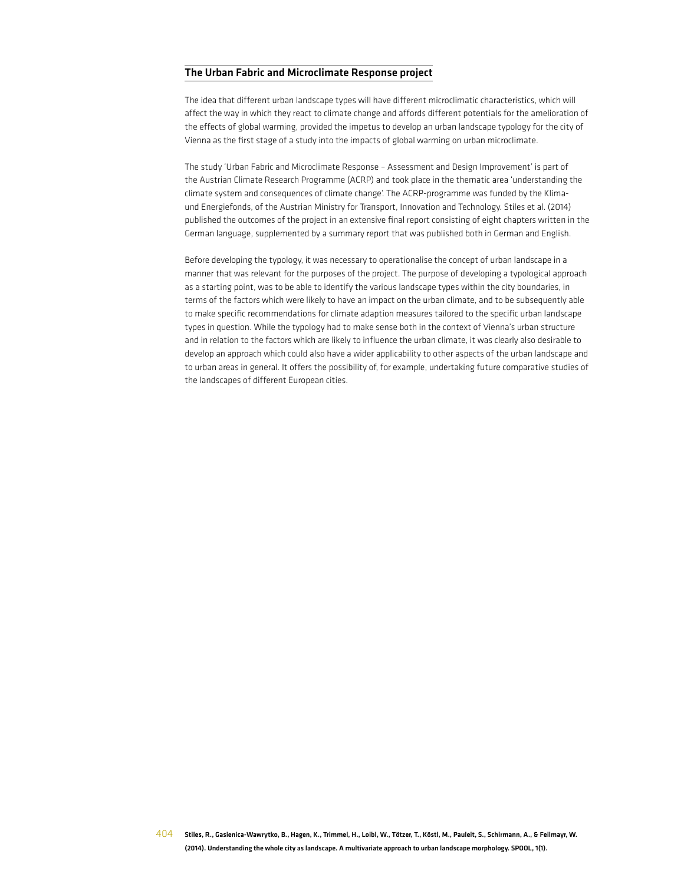## The Urban Fabric and Microclimate Response project

The idea that different urban landscape types will have different microclimatic characteristics, which will affect the way in which they react to climate change and affords different potentials for the amelioration of the effects of global warming, provided the impetus to develop an urban landscape typology for the city of Vienna as the first stage of a study into the impacts of global warming on urban microclimate.

The study 'Urban Fabric and Microclimate Response – Assessment and Design Improvement' is part of the Austrian Climate Research Programme (ACRP) and took place in the thematic area 'understanding the climate system and consequences of climate change'. The ACRP-programme was funded by the Klima- und Energiefonds, of the Austrian Ministry for Transport, Innovation and Technology. Stiles et al. (2014) published the outcomes of the project in an extensive final report consisting of eight chapters written in the German language, supplemented by a summary report that was published both in German and English.

Before developing the typology, it was necessary to operationalise the concept of urban landscape in a manner that was relevant for the purposes of the project. The purpose of developing a typological approach as a starting point, was to be able to identify the various landscape types within the city boundaries, in terms of the factors which were likely to have an impact on the urban climate, and to be subsequently able to make specific recommendations for climate adaption measures tailored to the specific urban landscape types in question. While the typology had to make sense both in the context of Vienna's urban structure and in relation to the factors which are likely to influence the urban climate, it was clearly also desirable to develop an approach which could also have a wider applicability to other aspects of the urban landscape and to urban areas in general. It offers the possibility of, for example, undertaking future comparative studies of the landscapes of different European cities.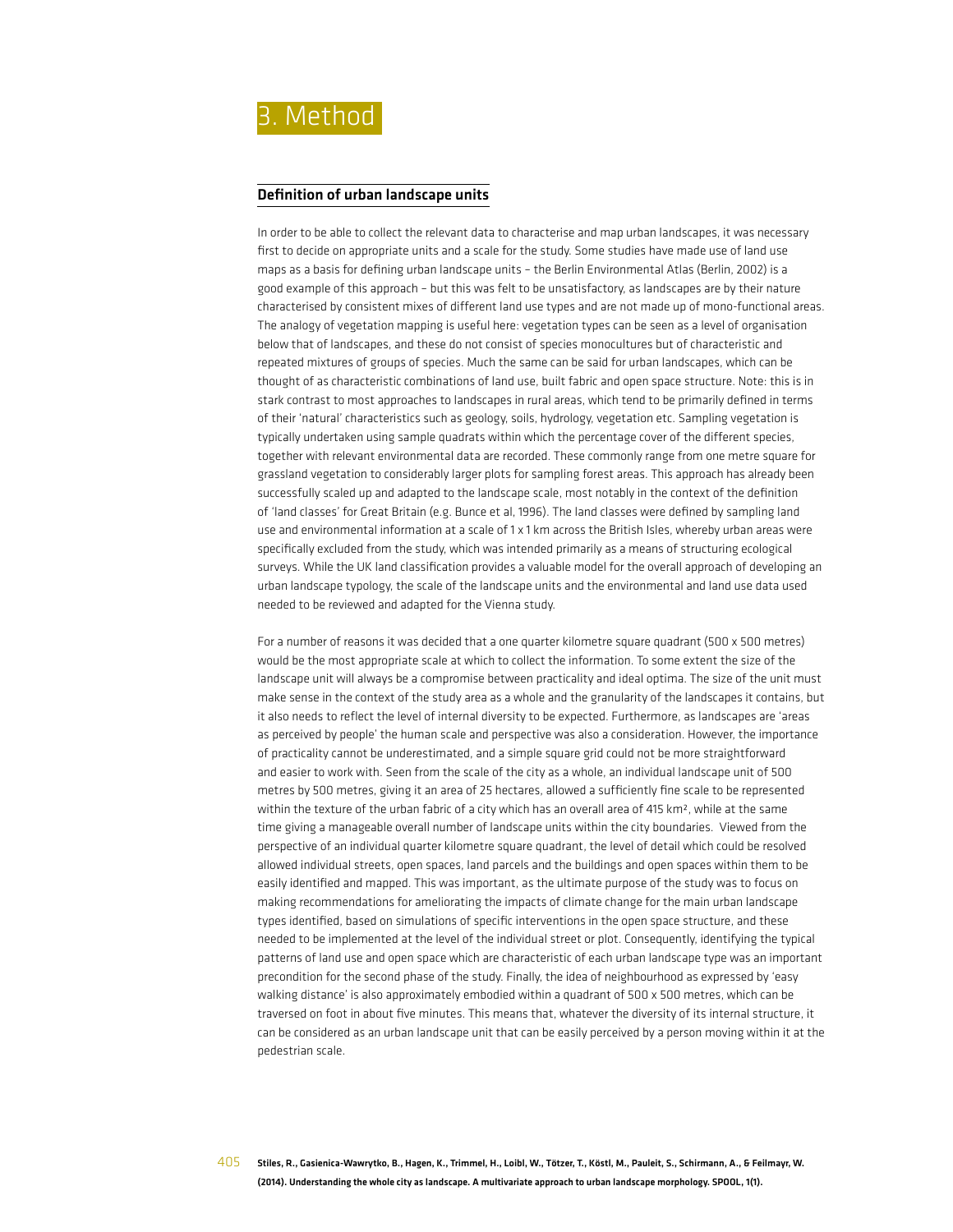# 3. Method

## Definition of urban landscape units

In order to be able to collect the relevant data to characterise and map urban landscapes, it was necessary first to decide on appropriate units and a scale for the study. Some studies have made use of land use maps as a basis for defining urban landscape units – the Berlin Environmental Atlas (Berlin, 2002) is a good example of this approach – but this was felt to be unsatisfactory, as landscapes are by their nature characterised by consistent mixes of different land use types and are not made up of mono-functional areas. The analogy of vegetation mapping is useful here: vegetation types can be seen as a level of organisation below that of landscapes, and these do not consist of species monocultures but of characteristic and repeated mixtures of groups of species. Much the same can be said for urban landscapes, which can be thought of as characteristic combinations of land use, built fabric and open space structure. Note: this is in stark contrast to most approaches to landscapes in rural areas, which tend to be primarily defined in terms of their 'natural' characteristics such as geology, soils, hydrology, vegetation etc. Sampling vegetation is typically undertaken using sample quadrats within which the percentage cover of the different species, together with relevant environmental data are recorded. These commonly range from one metre square for grassland vegetation to considerably larger plots for sampling forest areas. This approach has already been successfully scaled up and adapted to the landscape scale, most notably in the context of the definition of 'land classes' for Great Britain (e.g. Bunce et al, 1996). The land classes were defined by sampling land use and environmental information at a scale of 1 x 1 km across the British Isles, whereby urban areas were specifically excluded from the study, which was intended primarily as a means of structuring ecological surveys. While the UK land classification provides a valuable model for the overall approach of developing an urban landscape typology, the scale of the landscape units and the environmental and land use data used needed to be reviewed and adapted for the Vienna study.

For a number of reasons it was decided that a one quarter kilometre square quadrant (500 x 500 metres) would be the most appropriate scale at which to collect the information. To some extent the size of the landscape unit will always be a compromise between practicality and ideal optima. The size of the unit must make sense in the context of the study area as a whole and the granularity of the landscapes it contains, but it also needs to reflect the level of internal diversity to be expected. Furthermore, as landscapes are 'areas as perceived by people' the human scale and perspective was also a consideration. However, the importance of practicality cannot be underestimated, and a simple square grid could not be more straightforward and easier to work with. Seen from the scale of the city as a whole, an individual landscape unit of 500 metres by 500 metres, giving it an area of 25 hectares, allowed a sufficiently fine scale to be represented within the texture of the urban fabric of a city which has an overall area of 415 km², while at the same time giving a manageable overall number of landscape units within the city boundaries. Viewed from the perspective of an individual quarter kilometre square quadrant, the level of detail which could be resolved allowed individual streets, open spaces, land parcels and the buildings and open spaces within them to be easily identified and mapped. This was important, as the ultimate purpose of the study was to focus on making recommendations for ameliorating the impacts of climate change for the main urban landscape types identified, based on simulations of specific interventions in the open space structure, and these needed to be implemented at the level of the individual street or plot. Consequently, identifying the typical patterns of land use and open space which are characteristic of each urban landscape type was an important precondition for the second phase of the study. Finally, the idea of neighbourhood as expressed by 'easy walking distance' is also approximately embodied within a quadrant of 500 x 500 metres, which can be traversed on foot in about five minutes. This means that, whatever the diversity of its internal structure, it can be considered as an urban landscape unit that can be easily perceived by a person moving within it at the pedestrian scale.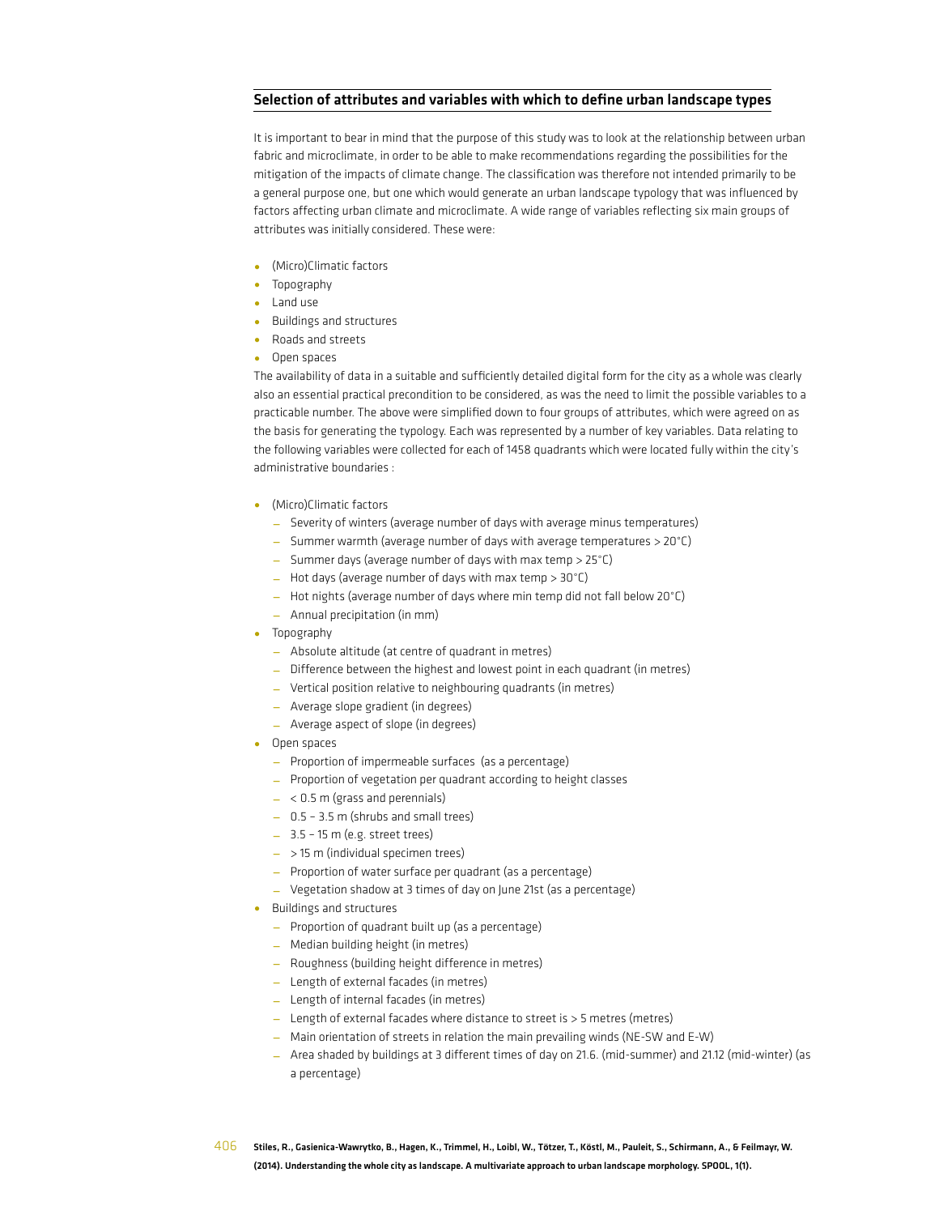## Selection of attributes and variables with which to define urban landscape types

It is important to bear in mind that the purpose of this study was to look at the relationship between urban fabric and microclimate, in order to be able to make recommendations regarding the possibilities for the mitigation of the impacts of climate change. The classification was therefore not intended primarily to be a general purpose one, but one which would generate an urban landscape typology that was influenced by factors affecting urban climate and microclimate. A wide range of variables reflecting six main groups of attributes was initially considered. These were:

- (Micro)Climatic factors
- Topography
- Land use
- Buildings and structures
- Roads and streets
- Open spaces

The availability of data in a suitable and sufficiently detailed digital form for the city as a whole was clearly also an essential practical precondition to be considered, as was the need to limit the possible variables to a practicable number. The above were simplified down to four groups of attributes, which were agreed on as the basis for generating the typology. Each was represented by a number of key variables. Data relating to the following variables were collected for each of 1458 quadrants which were located fully within the city's administrative boundaries :

- (Micro)Climatic factors
  - Severity of winters (average number of days with average minus temperatures)
  - Summer warmth (average number of days with average temperatures > 20°C)
  - Summer days (average number of days with max temp > 25°C)
  - Hot days (average number of days with max temp > 30°C)
  - Hot nights (average number of days where min temp did not fall below 20°C)
  - Annual precipitation (in mm)
- Topography
  - Absolute altitude (at centre of quadrant in metres)
  - Difference between the highest and lowest point in each quadrant (in metres)
  - Vertical position relative to neighbouring quadrants (in metres)
  - Average slope gradient (in degrees)
  - Average aspect of slope (in degrees)
- Open spaces
  - Proportion of impermeable surfaces (as a percentage)
  - Proportion of vegetation per quadrant according to height classes
  - < 0.5 m (grass and perennials)
  - 0.5 – 3.5 m (shrubs and small trees)
  - 3.5 – 15 m (e.g. street trees)
  - > 15 m (individual specimen trees)
  - Proportion of water surface per quadrant (as a percentage)
  - Vegetation shadow at 3 times of day on June 21st (as a percentage)
- Buildings and structures
  - Proportion of quadrant built up (as a percentage)
  - Median building height (in metres)
  - Roughness (building height difference in metres)
  - Length of external facades (in metres)
  - Length of internal facades (in metres)
  - Length of external facades where distance to street is > 5 metres (metres)
  - Main orientation of streets in relation the main prevailing winds (NE-SW and E-W)
  - Area shaded by buildings at 3 different times of day on 21.6. (mid-summer) and 21.12 (mid-winter) (as a percentage)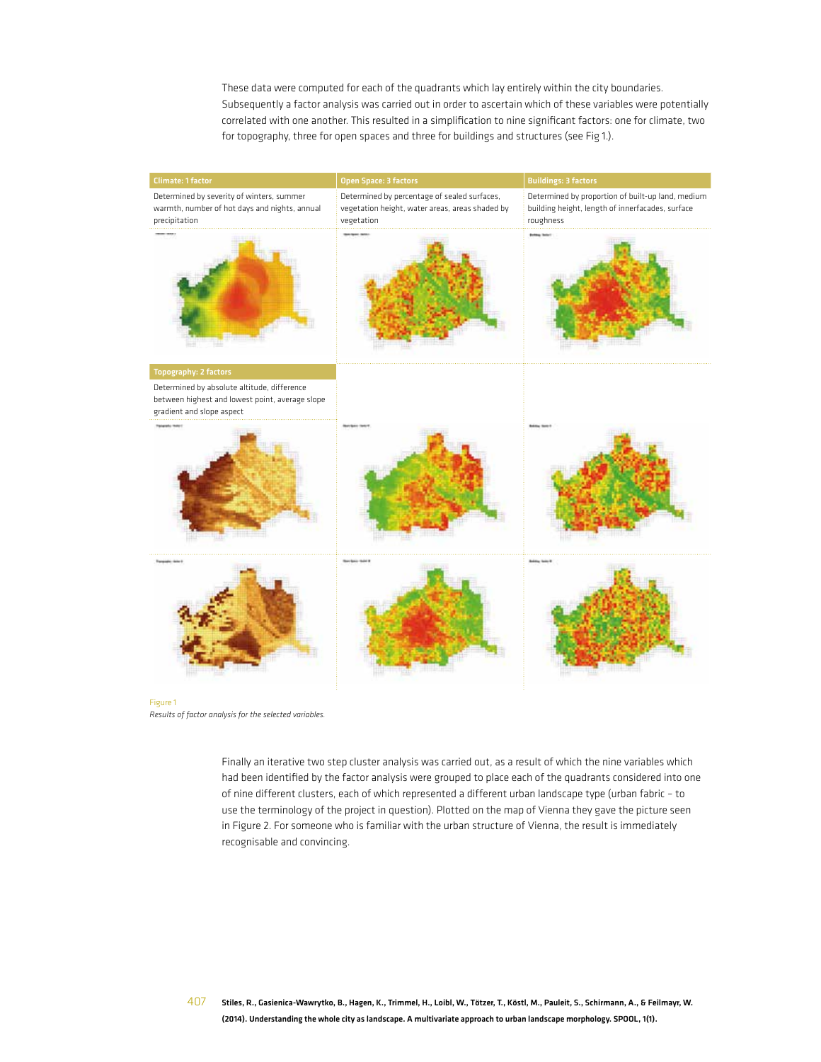These data were computed for each of the quadrants which lay entirely within the city boundaries. Subsequently a factor analysis was carried out in order to ascertain which of these variables were potentially correlated with one another. This resulted in a simplification to nine significant factors: one for climate, two for topography, three for open spaces and three for buildings and structures (see Fig 1.).

| Climate: 1 factor | Open Space: 3 factors | Buildings: 3 factors |
|---|---|---|
| Determined by severity of winters, summer warmth, number of hot days and nights, annual precipitation | Determined by percentage of sealed surfaces, vegetation height, water areas, areas shaded by vegetation | Determined by proportion of built-up land, medium building height, length of innerfacades, surface roughness |
| **Topography: 2 factors** | | |
| Determined by absolute altitude, difference between highest and lowest point, average slope gradient and slope aspect | | |

Figure 1

*Results of factor analysis for the selected variables.*

Finally an iterative two step cluster analysis was carried out, as a result of which the nine variables which had been identified by the factor analysis were grouped to place each of the quadrants considered into one of nine different clusters, each of which represented a different urban landscape type (urban fabric – to use the terminology of the project in question). Plotted on the map of Vienna they gave the picture seen in Figure 2. For someone who is familiar with the urban structure of Vienna, the result is immediately recognisable and convincing.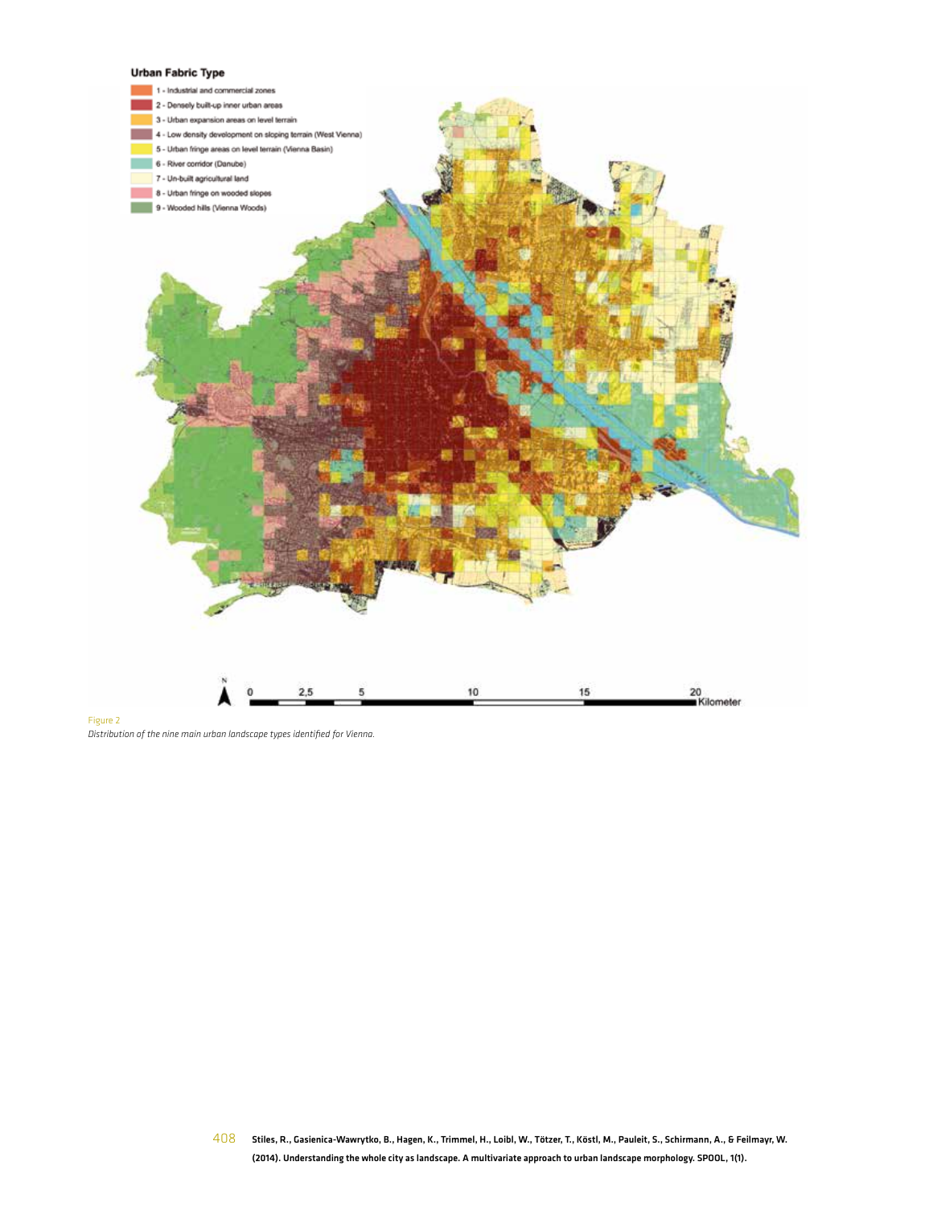Figure 2

*Distribution of the nine main urban landscape types identified for Vienna.*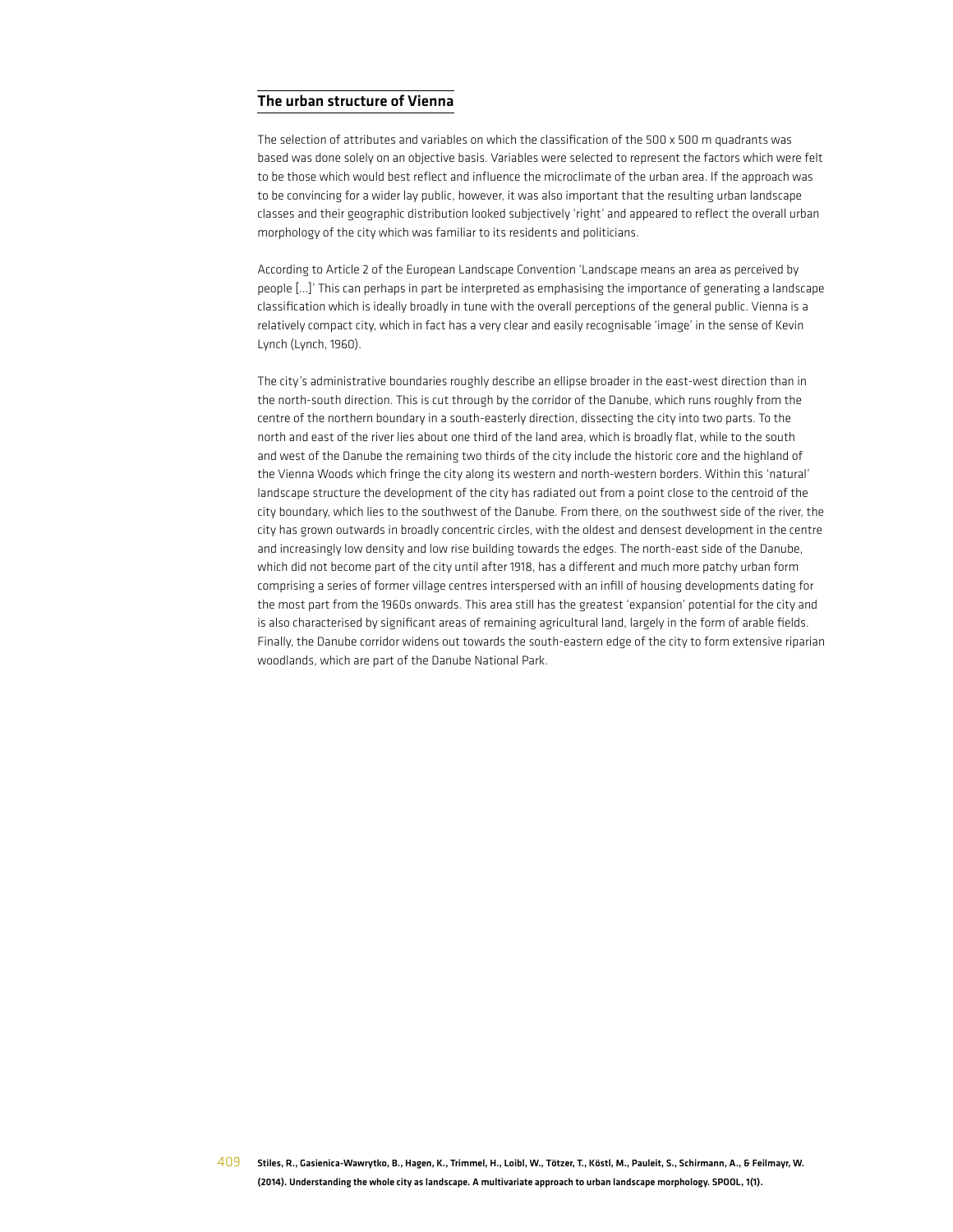## The urban structure of Vienna

The selection of attributes and variables on which the classification of the 500 x 500 m quadrants was based was done solely on an objective basis. Variables were selected to represent the factors which were felt to be those which would best reflect and influence the microclimate of the urban area. If the approach was to be convincing for a wider lay public, however, it was also important that the resulting urban landscape classes and their geographic distribution looked subjectively 'right' and appeared to reflect the overall urban morphology of the city which was familiar to its residents and politicians.

According to Article 2 of the European Landscape Convention 'Landscape means an area as perceived by people [...]' This can perhaps in part be interpreted as emphasising the importance of generating a landscape classification which is ideally broadly in tune with the overall perceptions of the general public. Vienna is a relatively compact city, which in fact has a very clear and easily recognisable 'image' in the sense of Kevin Lynch (Lynch, 1960).

The city's administrative boundaries roughly describe an ellipse broader in the east-west direction than in the north-south direction. This is cut through by the corridor of the Danube, which runs roughly from the centre of the northern boundary in a south-easterly direction, dissecting the city into two parts. To the north and east of the river lies about one third of the land area, which is broadly flat, while to the south and west of the Danube the remaining two thirds of the city include the historic core and the highland of the Vienna Woods which fringe the city along its western and north-western borders. Within this 'natural' landscape structure the development of the city has radiated out from a point close to the centroid of the city boundary, which lies to the southwest of the Danube. From there, on the southwest side of the river, the city has grown outwards in broadly concentric circles, with the oldest and densest development in the centre and increasingly low density and low rise building towards the edges. The north-east side of the Danube, which did not become part of the city until after 1918, has a different and much more patchy urban form comprising a series of former village centres interspersed with an infill of housing developments dating for the most part from the 1960s onwards. This area still has the greatest 'expansion' potential for the city and is also characterised by significant areas of remaining agricultural land, largely in the form of arable fields. Finally, the Danube corridor widens out towards the south-eastern edge of the city to form extensive riparian woodlands, which are part of the Danube National Park.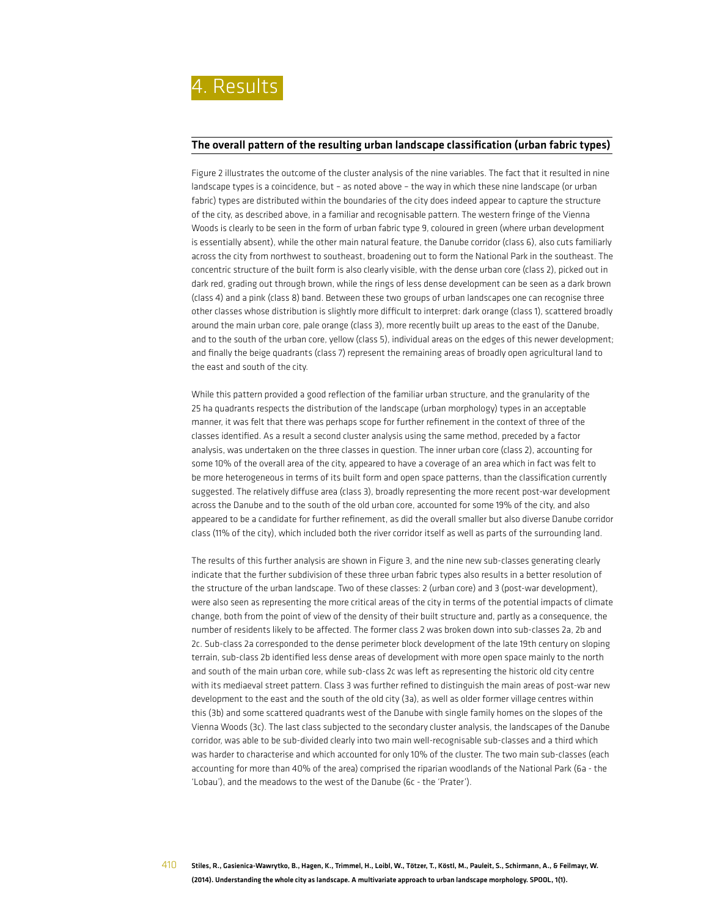# 4. Results

## The overall pattern of the resulting urban landscape classification (urban fabric types)

Figure 2 illustrates the outcome of the cluster analysis of the nine variables. The fact that it resulted in nine landscape types is a coincidence, but – as noted above – the way in which these nine landscape (or urban fabric) types are distributed within the boundaries of the city does indeed appear to capture the structure of the city, as described above, in a familiar and recognisable pattern. The western fringe of the Vienna Woods is clearly to be seen in the form of urban fabric type 9, coloured in green (where urban development is essentially absent), while the other main natural feature, the Danube corridor (class 6), also cuts familiarly across the city from northwest to southeast, broadening out to form the National Park in the southeast. The concentric structure of the built form is also clearly visible, with the dense urban core (class 2), picked out in dark red, grading out through brown, while the rings of less dense development can be seen as a dark brown (class 4) and a pink (class 8) band. Between these two groups of urban landscapes one can recognise three other classes whose distribution is slightly more difficult to interpret: dark orange (class 1), scattered broadly around the main urban core, pale orange (class 3), more recently built up areas to the east of the Danube, and to the south of the urban core, yellow (class 5), individual areas on the edges of this newer development; and finally the beige quadrants (class 7) represent the remaining areas of broadly open agricultural land to the east and south of the city.

While this pattern provided a good reflection of the familiar urban structure, and the granularity of the 25 ha quadrants respects the distribution of the landscape (urban morphology) types in an acceptable manner, it was felt that there was perhaps scope for further refinement in the context of three of the classes identified. As a result a second cluster analysis using the same method, preceded by a factor analysis, was undertaken on the three classes in question. The inner urban core (class 2), accounting for some 10% of the overall area of the city, appeared to have a coverage of an area which in fact was felt to be more heterogeneous in terms of its built form and open space patterns, than the classification currently suggested. The relatively diffuse area (class 3), broadly representing the more recent post-war development across the Danube and to the south of the old urban core, accounted for some 19% of the city, and also appeared to be a candidate for further refinement, as did the overall smaller but also diverse Danube corridor class (11% of the city), which included both the river corridor itself as well as parts of the surrounding land.

The results of this further analysis are shown in Figure 3, and the nine new sub-classes generating clearly indicate that the further subdivision of these three urban fabric types also results in a better resolution of the structure of the urban landscape. Two of these classes: 2 (urban core) and 3 (post-war development), were also seen as representing the more critical areas of the city in terms of the potential impacts of climate change, both from the point of view of the density of their built structure and, partly as a consequence, the number of residents likely to be affected. The former class 2 was broken down into sub-classes 2a, 2b and 2c. Sub-class 2a corresponded to the dense perimeter block development of the late 19th century on sloping terrain, sub-class 2b identified less dense areas of development with more open space mainly to the north and south of the main urban core, while sub-class 2c was left as representing the historic old city centre with its mediaeval street pattern. Class 3 was further refined to distinguish the main areas of post-war new development to the east and the south of the old city (3a), as well as older former village centres within this (3b) and some scattered quadrants west of the Danube with single family homes on the slopes of the Vienna Woods (3c). The last class subjected to the secondary cluster analysis, the landscapes of the Danube corridor, was able to be sub-divided clearly into two main well-recognisable sub-classes and a third which was harder to characterise and which accounted for only 10% of the cluster. The two main sub-classes (each accounting for more than 40% of the area) comprised the riparian woodlands of the National Park (6a - the 'Lobau'), and the meadows to the west of the Danube (6c - the 'Prater').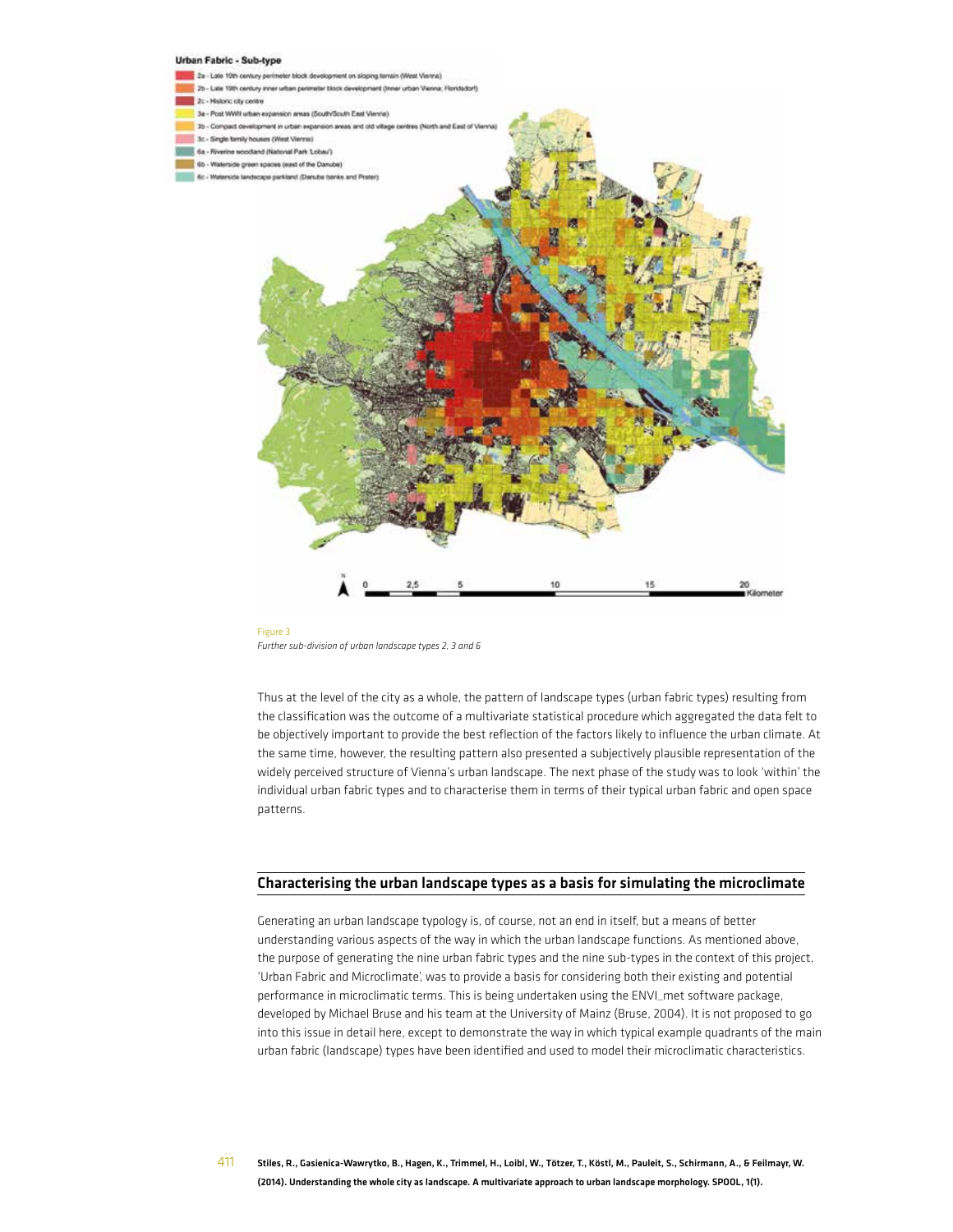Figure 3

*Further sub-division of urban landscape types 2, 3 and 6*

Thus at the level of the city as a whole, the pattern of landscape types (urban fabric types) resulting from the classification was the outcome of a multivariate statistical procedure which aggregated the data felt to be objectively important to provide the best reflection of the factors likely to influence the urban climate. At the same time, however, the resulting pattern also presented a subjectively plausible representation of the widely perceived structure of Vienna's urban landscape. The next phase of the study was to look 'within' the individual urban fabric types and to characterise them in terms of their typical urban fabric and open space patterns.

## Characterising the urban landscape types as a basis for simulating the microclimate

Generating an urban landscape typology is, of course, not an end in itself, but a means of better understanding various aspects of the way in which the urban landscape functions. As mentioned above, the purpose of generating the nine urban fabric types and the nine sub-types in the context of this project, 'Urban Fabric and Microclimate', was to provide a basis for considering both their existing and potential performance in microclimatic terms. This is being undertaken using the ENVI_met software package, developed by Michael Bruse and his team at the University of Mainz (Bruse, 2004). It is not proposed to go into this issue in detail here, except to demonstrate the way in which typical example quadrants of the main urban fabric (landscape) types have been identified and used to model their microclimatic characteristics.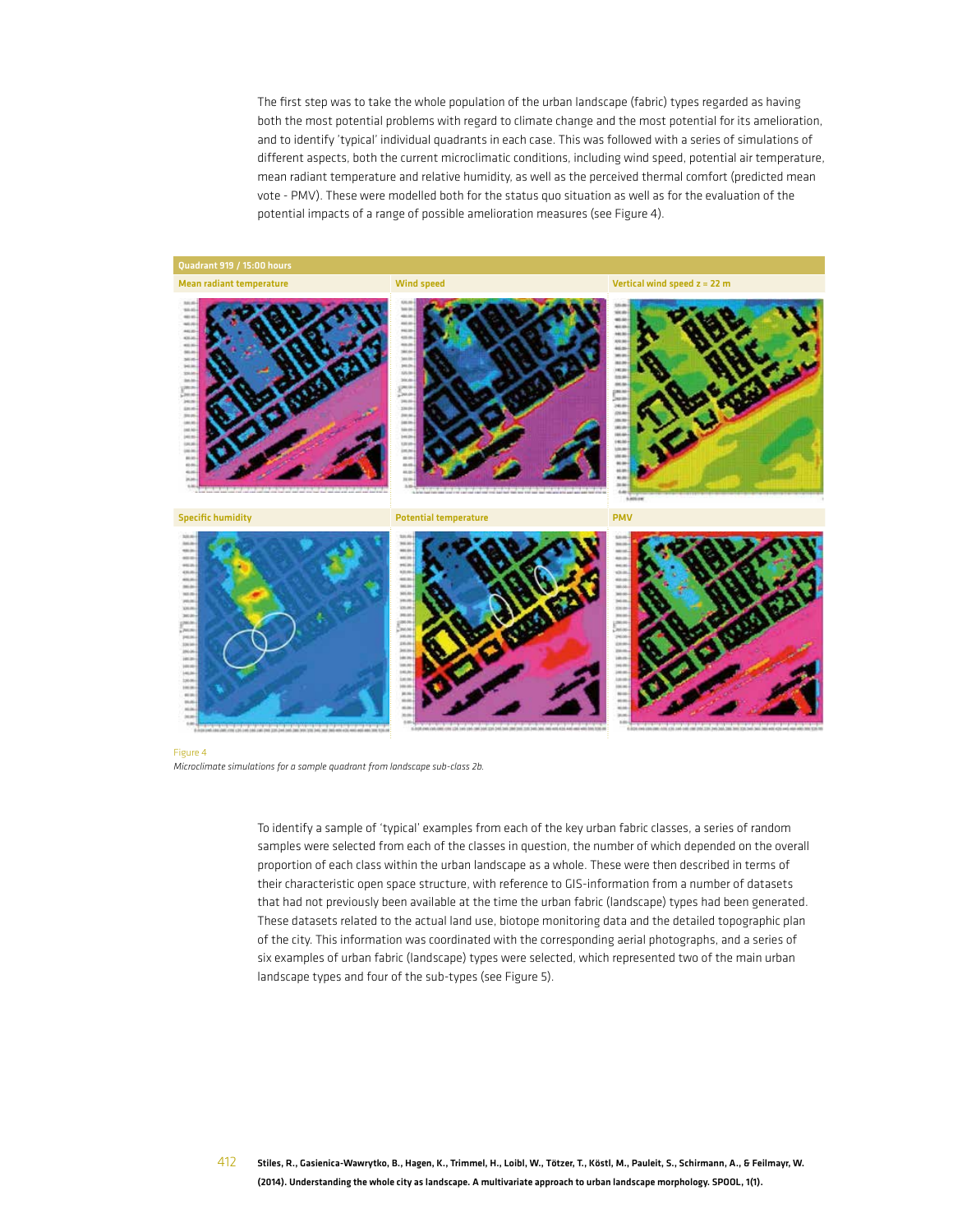The first step was to take the whole population of the urban landscape (fabric) types regarded as having both the most potential problems with regard to climate change and the most potential for its amelioration, and to identify 'typical' individual quadrants in each case. This was followed with a series of simulations of different aspects, both the current microclimatic conditions, including wind speed, potential air temperature, mean radiant temperature and relative humidity, as well as the perceived thermal comfort (predicted mean vote - PMV). These were modelled both for the status quo situation as well as for the evaluation of the potential impacts of a range of possible amelioration measures (see Figure 4).

Quadrant 919 / 15:00 hours

Mean radiant temperature | Wind speed | Vertical wind speed z = 22 m

Specific humidity | Potential temperature | PMV

Figure 4

*Microclimate simulations for a sample quadrant from landscape sub-class 2b.*

To identify a sample of 'typical' examples from each of the key urban fabric classes, a series of random samples were selected from each of the classes in question, the number of which depended on the overall proportion of each class within the urban landscape as a whole. These were then described in terms of their characteristic open space structure, with reference to GIS-information from a number of datasets that had not previously been available at the time the urban fabric (landscape) types had been generated. These datasets related to the actual land use, biotope monitoring data and the detailed topographic plan of the city. This information was coordinated with the corresponding aerial photographs, and a series of six examples of urban fabric (landscape) types were selected, which represented two of the main urban landscape types and four of the sub-types (see Figure 5).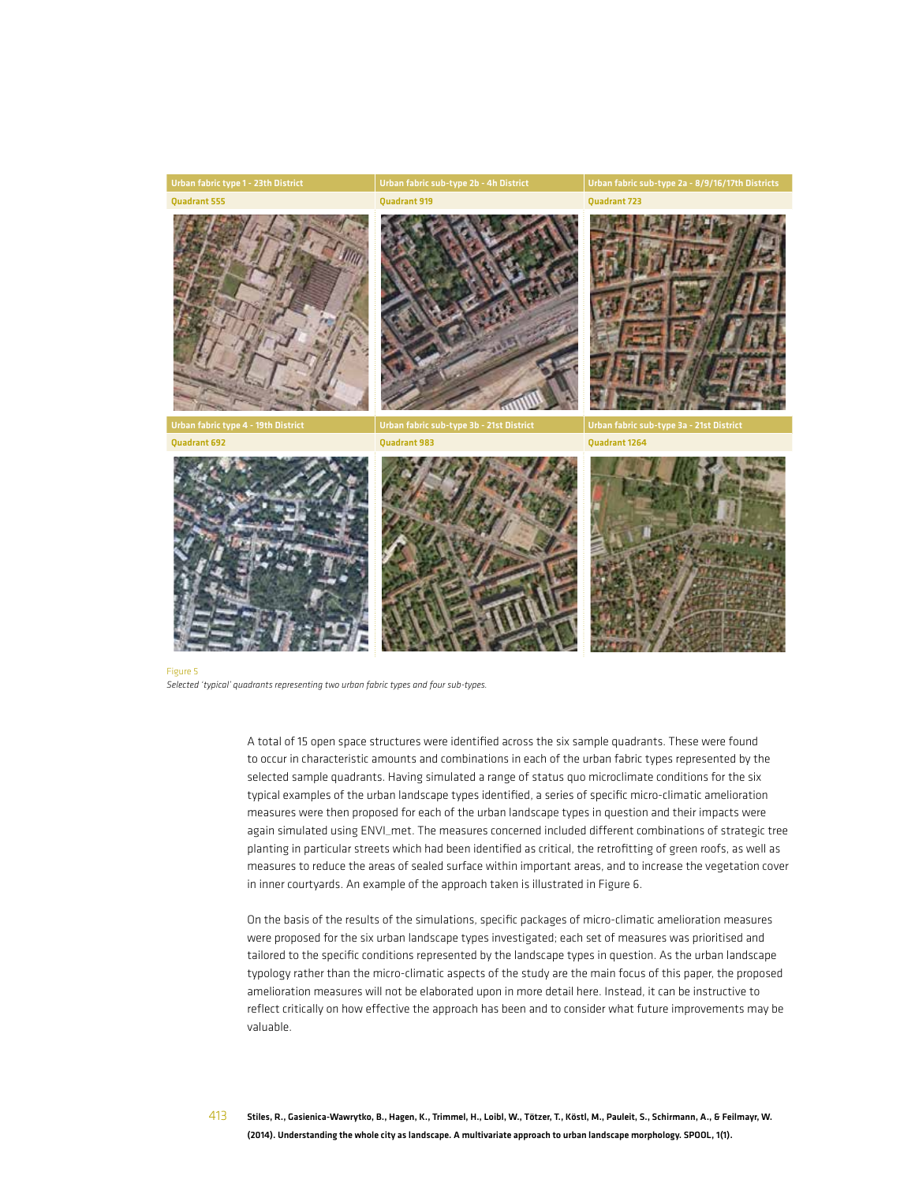| Urban fabric type 1 - 23th District | Urban fabric sub-type 2b - 4h District | Urban fabric sub-type 2a - 8/9/16/17th Districts |
|---|---|---|
| Quadrant 555 | Quadrant 919 | Quadrant 723 |
| Urban fabric type 4 - 19th District | Urban fabric sub-type 3b - 21st District | Urban fabric sub-type 3a - 21st District |
| Quadrant 692 | Quadrant 983 | Quadrant 1264 |

Figure 5
*Selected 'typical' quadrants representing two urban fabric types and four sub-types.*

A total of 15 open space structures were identified across the six sample quadrants. These were found to occur in characteristic amounts and combinations in each of the urban fabric types represented by the selected sample quadrants. Having simulated a range of status quo microclimate conditions for the six typical examples of the urban landscape types identified, a series of specific micro-climatic amelioration measures were then proposed for each of the urban landscape types in question and their impacts were again simulated using ENVI_met. The measures concerned included different combinations of strategic tree planting in particular streets which had been identified as critical, the retrofitting of green roofs, as well as measures to reduce the areas of sealed surface within important areas, and to increase the vegetation cover in inner courtyards. An example of the approach taken is illustrated in Figure 6.

On the basis of the results of the simulations, specific packages of micro-climatic amelioration measures were proposed for the six urban landscape types investigated; each set of measures was prioritised and tailored to the specific conditions represented by the landscape types in question. As the urban landscape typology rather than the micro-climatic aspects of the study are the main focus of this paper, the proposed amelioration measures will not be elaborated upon in more detail here. Instead, it can be instructive to reflect critically on how effective the approach has been and to consider what future improvements may be valuable.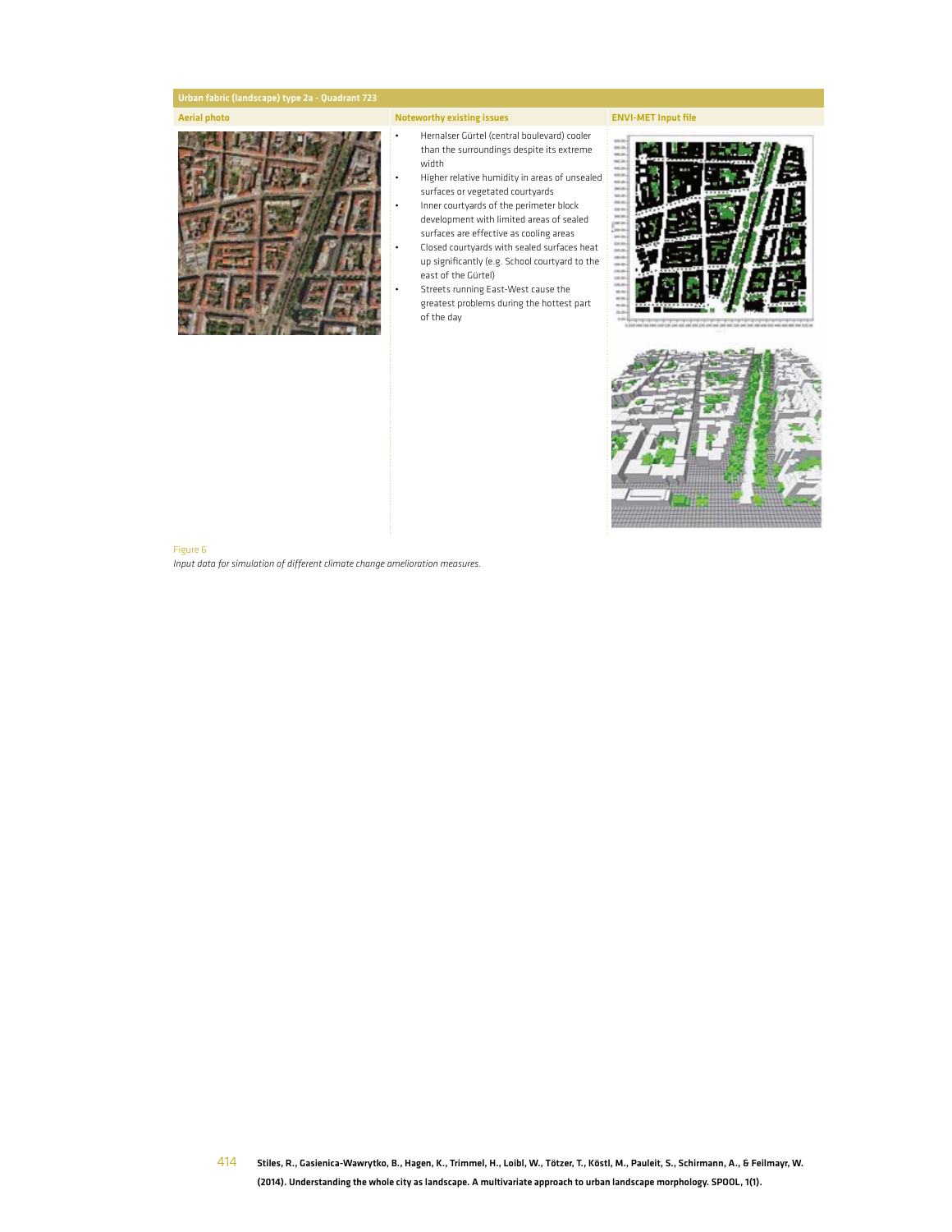| Urban fabric (landscape) type 2a - Quadrant 723 | | |
|---|---|---|
| **Aerial photo** | **Noteworthy existing issues** | **ENVI-MET Input file** |
| | • Hernalser Gürtel (central boulevard) cooler than the surroundings despite its extreme width<br>• Higher relative humidity in areas of unsealed surfaces or vegetated courtyards<br>• Inner courtyards of the perimeter block development with limited areas of sealed surfaces are effective as cooling areas<br>• Closed courtyards with sealed surfaces heat up significantly (e.g. School courtyard to the east of the Gürtel)<br>• Streets running East-West cause the greatest problems during the hottest part of the day | |

Figure 6

*Input data for simulation of different climate change amelioration measures.*

**Stiles, R., Gasienica-Wawrytko, B., Hagen, K., Trimmel, H., Loibl, W., Tötzer, T., Köstl, M., Pauleit, S., Schirmann, A., & Feilmayr, W. (2014). Understanding the whole city as landscape. A multivariate approach to urban landscape morphology. SPOOL, 1(1).**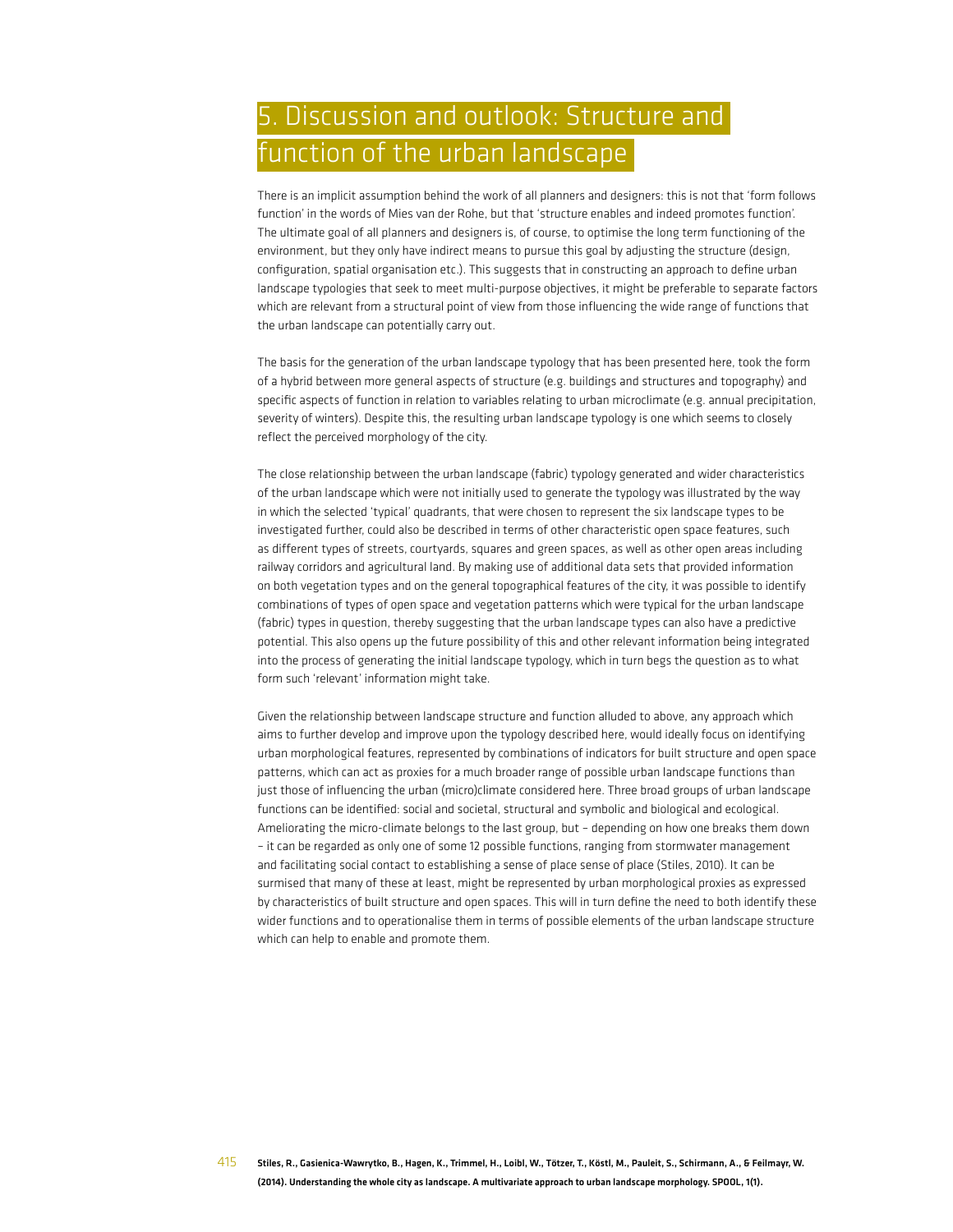# 5. Discussion and outlook: Structure and function of the urban landscape

There is an implicit assumption behind the work of all planners and designers: this is not that 'form follows function' in the words of Mies van der Rohe, but that 'structure enables and indeed promotes function'. The ultimate goal of all planners and designers is, of course, to optimise the long term functioning of the environment, but they only have indirect means to pursue this goal by adjusting the structure (design, configuration, spatial organisation etc.). This suggests that in constructing an approach to define urban landscape typologies that seek to meet multi-purpose objectives, it might be preferable to separate factors which are relevant from a structural point of view from those influencing the wide range of functions that the urban landscape can potentially carry out.

The basis for the generation of the urban landscape typology that has been presented here, took the form of a hybrid between more general aspects of structure (e.g. buildings and structures and topography) and specific aspects of function in relation to variables relating to urban microclimate (e.g. annual precipitation, severity of winters). Despite this, the resulting urban landscape typology is one which seems to closely reflect the perceived morphology of the city.

The close relationship between the urban landscape (fabric) typology generated and wider characteristics of the urban landscape which were not initially used to generate the typology was illustrated by the way in which the selected 'typical' quadrants, that were chosen to represent the six landscape types to be investigated further, could also be described in terms of other characteristic open space features, such as different types of streets, courtyards, squares and green spaces, as well as other open areas including railway corridors and agricultural land. By making use of additional data sets that provided information on both vegetation types and on the general topographical features of the city, it was possible to identify combinations of types of open space and vegetation patterns which were typical for the urban landscape (fabric) types in question, thereby suggesting that the urban landscape types can also have a predictive potential. This also opens up the future possibility of this and other relevant information being integrated into the process of generating the initial landscape typology, which in turn begs the question as to what form such 'relevant' information might take.

Given the relationship between landscape structure and function alluded to above, any approach which aims to further develop and improve upon the typology described here, would ideally focus on identifying urban morphological features, represented by combinations of indicators for built structure and open space patterns, which can act as proxies for a much broader range of possible urban landscape functions than just those of influencing the urban (micro)climate considered here. Three broad groups of urban landscape functions can be identified: social and societal, structural and symbolic and biological and ecological. Ameliorating the micro-climate belongs to the last group, but – depending on how one breaks them down – it can be regarded as only one of some 12 possible functions, ranging from stormwater management and facilitating social contact to establishing a sense of place sense of place (Stiles, 2010). It can be surmised that many of these at least, might be represented by urban morphological proxies as expressed by characteristics of built structure and open spaces. This will in turn define the need to both identify these wider functions and to operationalise them in terms of possible elements of the urban landscape structure which can help to enable and promote them.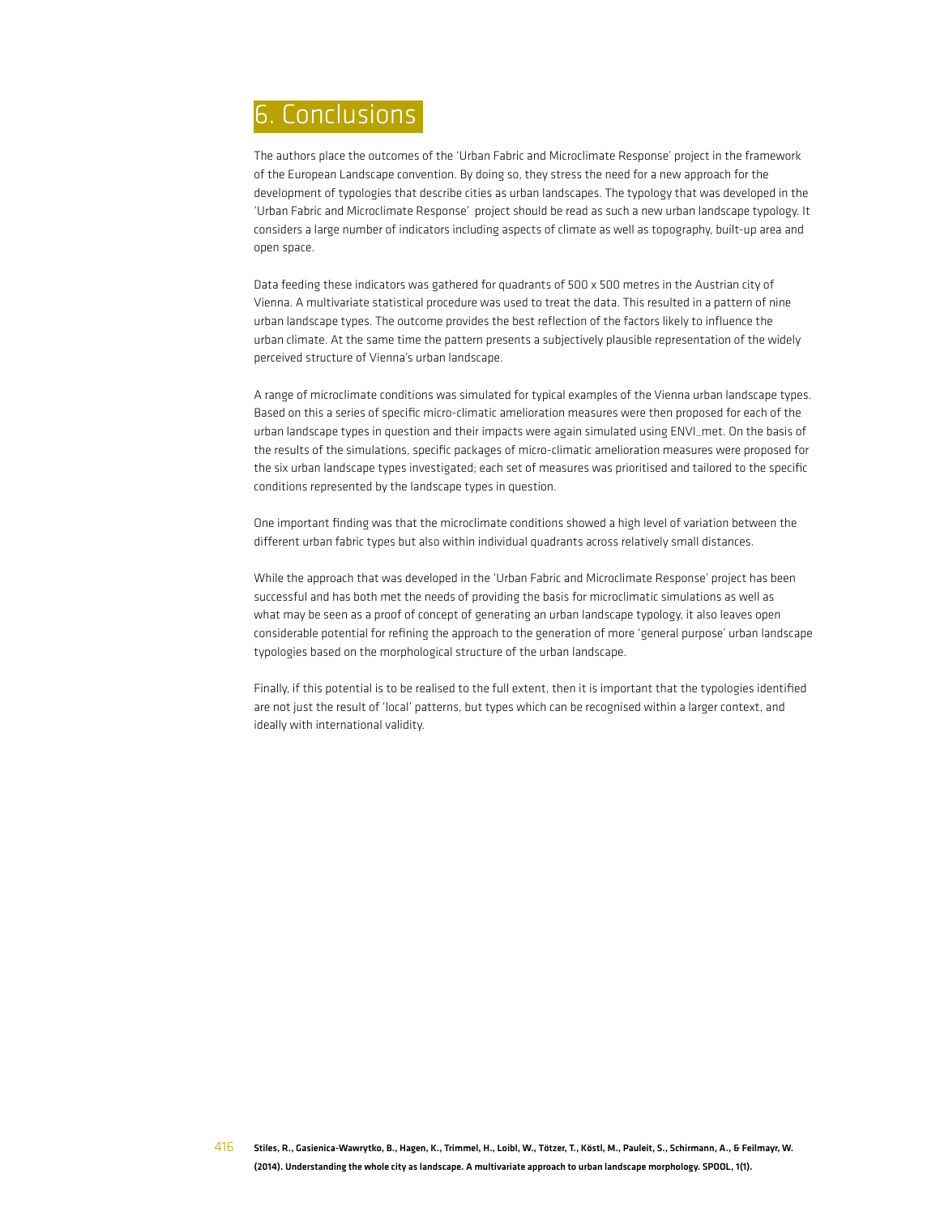# 6. Conclusions

The authors place the outcomes of the 'Urban Fabric and Microclimate Response' project in the framework of the European Landscape convention. By doing so, they stress the need for a new approach for the development of typologies that describe cities as urban landscapes. The typology that was developed in the 'Urban Fabric and Microclimate Response' project should be read as such a new urban landscape typology. It considers a large number of indicators including aspects of climate as well as topography, built-up area and open space.

Data feeding these indicators was gathered for quadrants of 500 x 500 metres in the Austrian city of Vienna. A multivariate statistical procedure was used to treat the data. This resulted in a pattern of nine urban landscape types. The outcome provides the best reflection of the factors likely to influence the urban climate. At the same time the pattern presents a subjectively plausible representation of the widely perceived structure of Vienna's urban landscape.

A range of microclimate conditions was simulated for typical examples of the Vienna urban landscape types. Based on this a series of specific micro-climatic amelioration measures were then proposed for each of the urban landscape types in question and their impacts were again simulated using ENVI_met. On the basis of the results of the simulations, specific packages of micro-climatic amelioration measures were proposed for the six urban landscape types investigated; each set of measures was prioritised and tailored to the specific conditions represented by the landscape types in question.

One important finding was that the microclimate conditions showed a high level of variation between the different urban fabric types but also within individual quadrants across relatively small distances.

While the approach that was developed in the 'Urban Fabric and Microclimate Response' project has been successful and has both met the needs of providing the basis for microclimatic simulations as well as what may be seen as a proof of concept of generating an urban landscape typology, it also leaves open considerable potential for refining the approach to the generation of more 'general purpose' urban landscape typologies based on the morphological structure of the urban landscape.

Finally, if this potential is to be realised to the full extent, then it is important that the typologies identified are not just the result of 'local' patterns, but types which can be recognised within a larger context, and ideally with international validity.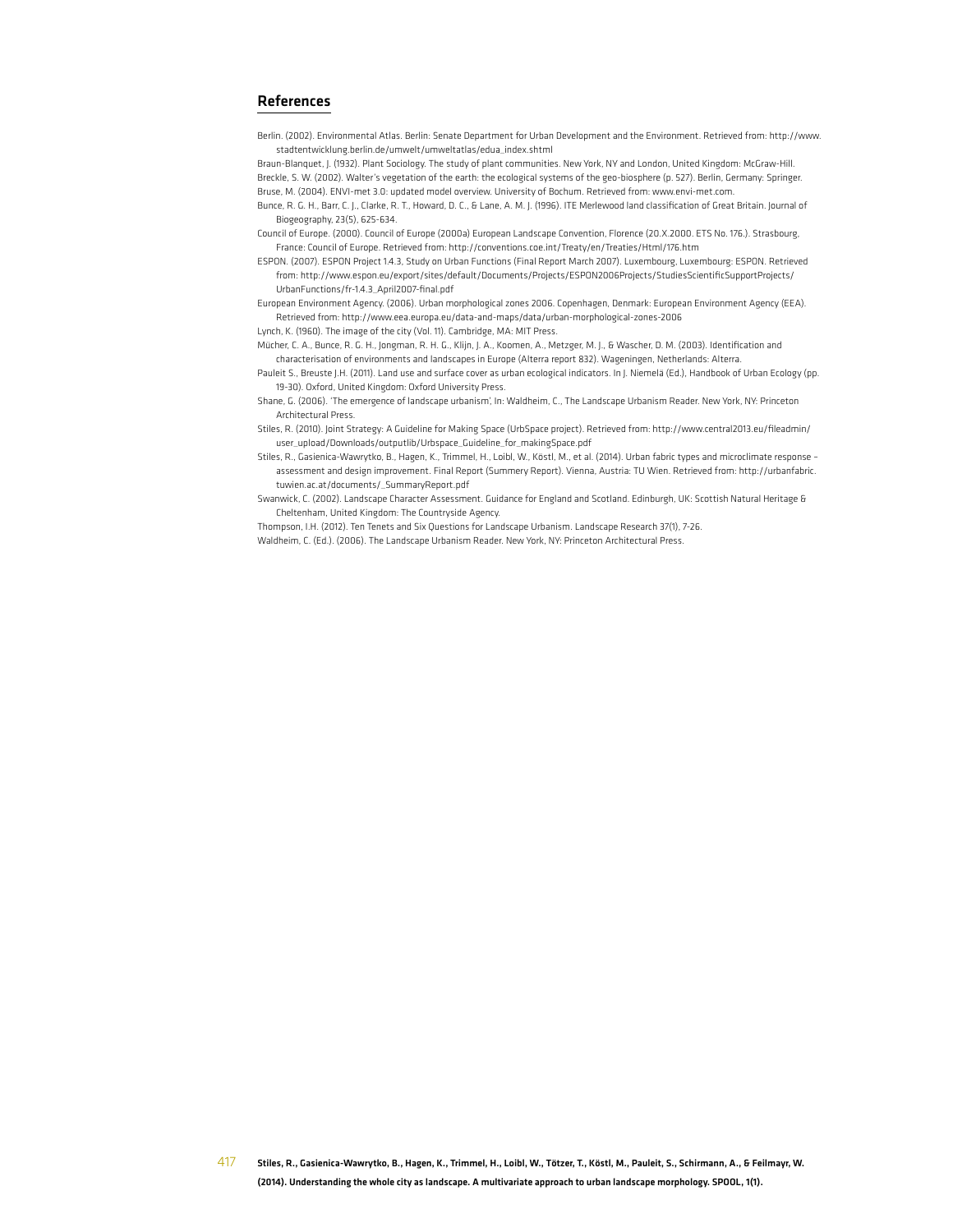## References

Berlin. (2002). Environmental Atlas. Berlin: Senate Department for Urban Development and the Environment. Retrieved from: http://www.stadtentwicklung.berlin.de/umwelt/umweltatlas/edua_index.shtml

Braun-Blanquet, J. (1932). Plant Sociology. The study of plant communities. New York, NY and London, United Kingdom: McGraw-Hill.

Breckle, S. W. (2002). Walter's vegetation of the earth: the ecological systems of the geo-biosphere (p. 527). Berlin, Germany: Springer.

Bruse, M. (2004). ENVI-met 3.0: updated model overview. University of Bochum. Retrieved from: www.envi-met.com.

Bunce, R. G. H., Barr, C. J., Clarke, R. T., Howard, D. C., & Lane, A. M. J. (1996). ITE Merlewood land classification of Great Britain. Journal of Biogeography, 23(5), 625-634.

Council of Europe. (2000). Council of Europe (2000a) European Landscape Convention, Florence (20.X.2000. ETS No. 176.). Strasbourg, France: Council of Europe. Retrieved from: http://conventions.coe.int/Treaty/en/Treaties/Html/176.htm

ESPON. (2007). ESPON Project 1.4.3, Study on Urban Functions (Final Report March 2007). Luxembourg, Luxembourg: ESPON. Retrieved from: http://www.espon.eu/export/sites/default/Documents/Projects/ESPON2006Projects/StudiesScientificSupportProjects/UrbanFunctions/fr-1.4.3_April2007-final.pdf

European Environment Agency. (2006). Urban morphological zones 2006. Copenhagen, Denmark: European Environment Agency (EEA). Retrieved from: http://www.eea.europa.eu/data-and-maps/data/urban-morphological-zones-2006

Lynch, K. (1960). The image of the city (Vol. 11). Cambridge, MA: MIT Press.

Mücher, C. A., Bunce, R. G. H., Jongman, R. H. G., Klijn, J. A., Koomen, A., Metzger, M. J., & Wascher, D. M. (2003). Identification and characterisation of environments and landscapes in Europe (Alterra report 832). Wageningen, Netherlands: Alterra.

Pauleit S., Breuste J.H. (2011). Land use and surface cover as urban ecological indicators. In J. Niemelä (Ed.), Handbook of Urban Ecology (pp. 19-30). Oxford, United Kingdom: Oxford University Press.

Shane, G. (2006). 'The emergence of landscape urbanism', In: Waldheim, C., The Landscape Urbanism Reader. New York, NY: Princeton Architectural Press.

Stiles, R. (2010). Joint Strategy: A Guideline for Making Space (UrbSpace project). Retrieved from: http://www.central2013.eu/fileadmin/user_upload/Downloads/outputlib/Urbspace_Guideline_for_makingSpace.pdf

Stiles, R., Gasienica-Wawrytko, B., Hagen, K., Trimmel, H., Loibl, W., Köstl, M., et al. (2014). Urban fabric types and microclimate response – assessment and design improvement. Final Report (Summery Report). Vienna, Austria: TU Wien. Retrieved from: http://urbanfabric.tuwien.ac.at/documents/_SummaryReport.pdf

Swanwick, C. (2002). Landscape Character Assessment. Guidance for England and Scotland. Edinburgh, UK: Scottish Natural Heritage & Cheltenham, United Kingdom: The Countryside Agency.

Thompson, I.H. (2012). Ten Tenets and Six Questions for Landscape Urbanism. Landscape Research 37(1), 7-26.

Waldheim, C. (Ed.). (2006). The Landscape Urbanism Reader. New York, NY: Princeton Architectural Press.